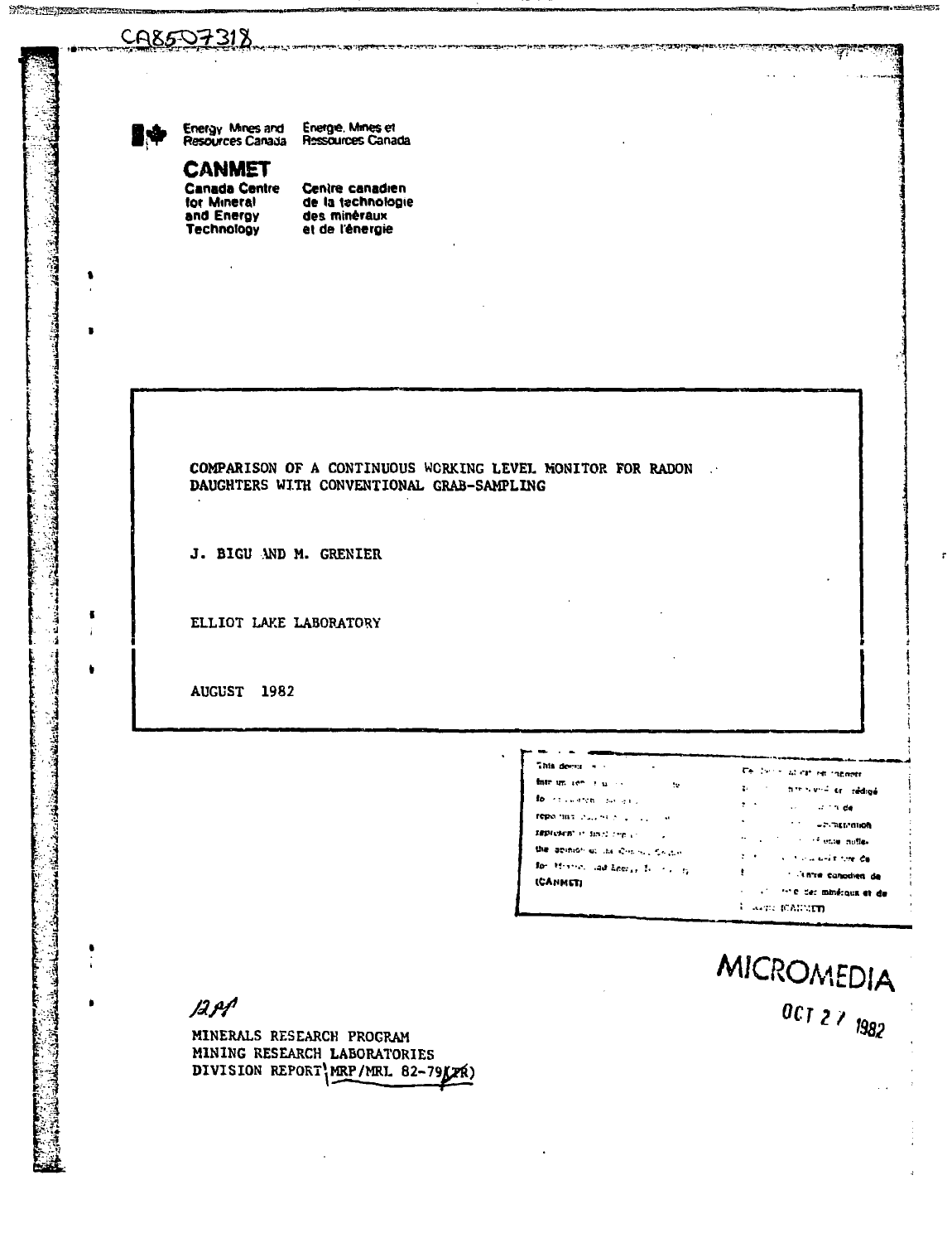CA8507318

Energy, Mines and Resources Canada | Énergie, Mines et Ressources Canada

**CANMET**

**Canada Centre for Mineral and Energy Technology** | **Centre canadien de la technologie des minéraux et de l'énergie**

COMPARISON OF A CONTINUOUS WORKING LEVEL MONITOR FOR RADON DAUGHTERS WITH CONVENTIONAL GRAB-SAMPLING

J. BIGU AND M. GRENIER

ELLIOT LAKE LABORATORY

AUGUST 1982

MICROMEDIA

OCT 27 1982

MINERALS RESEARCH PROGRAM
MINING RESEARCH LABORATORIES
DIVISION REPORT MRP/MRL 82-79(TR)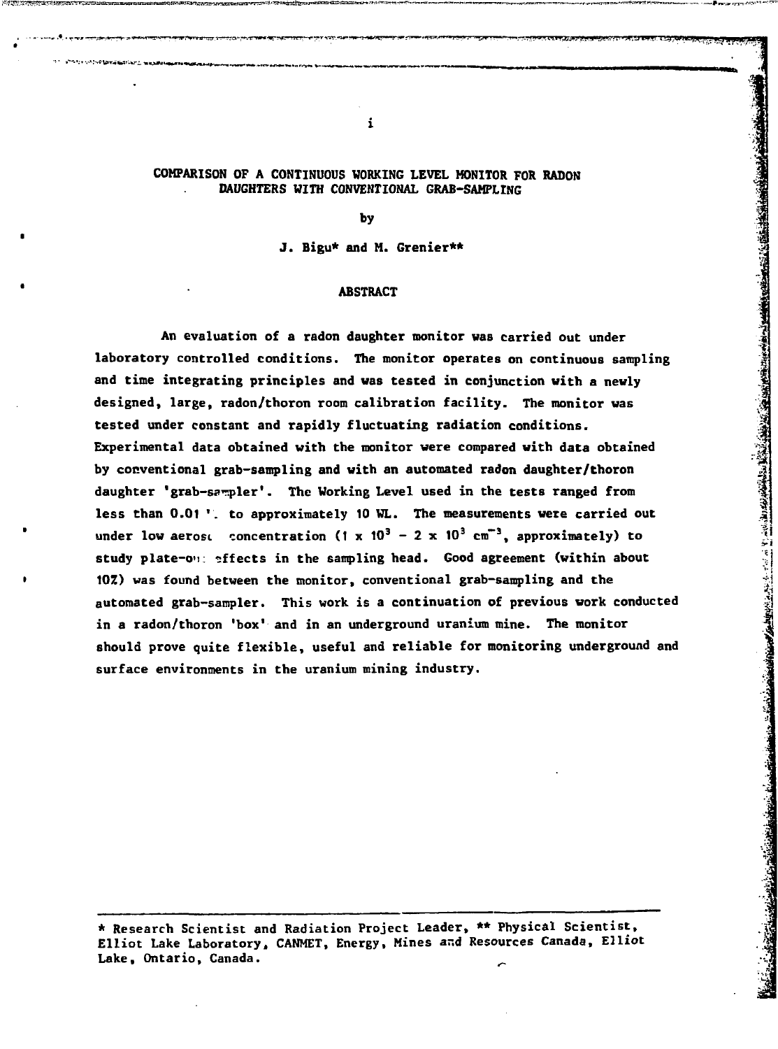# COMPARISON OF A CONTINUOUS WORKING LEVEL MONITOR FOR RADON DAUGHTERS WITH CONVENTIONAL GRAB-SAMPLING

by

J. Bigu* and M. Grenier**

## ABSTRACT

An evaluation of a radon daughter monitor was carried out under laboratory controlled conditions. The monitor operates on continuous sampling and time integrating principles and was tested in conjunction with a newly designed, large, radon/thoron room calibration facility. The monitor was tested under constant and rapidly fluctuating radiation conditions. Experimental data obtained with the monitor were compared with data obtained by conventional grab-sampling and with an automated radon daughter/thoron daughter 'grab-sampler'. The Working Level used in the tests ranged from less than 0.01 WL to approximately 10 WL. The measurements were carried out under low aerosol concentration ($1 \times 10^3 - 2 \times 10^3$ cm$^{-3}$, approximately) to study plate-out effects in the sampling head. Good agreement (within about 10%) was found between the monitor, conventional grab-sampling and the automated grab-sampler. This work is a continuation of previous work conducted in a radon/thoron 'box' and in an underground uranium mine. The monitor should prove quite flexible, useful and reliable for monitoring underground and surface environments in the uranium mining industry.

---

\* Research Scientist and Radiation Project Leader, ** Physical Scientist, Elliot Lake Laboratory, CANMET, Energy, Mines and Resources Canada, Elliot Lake, Ontario, Canada.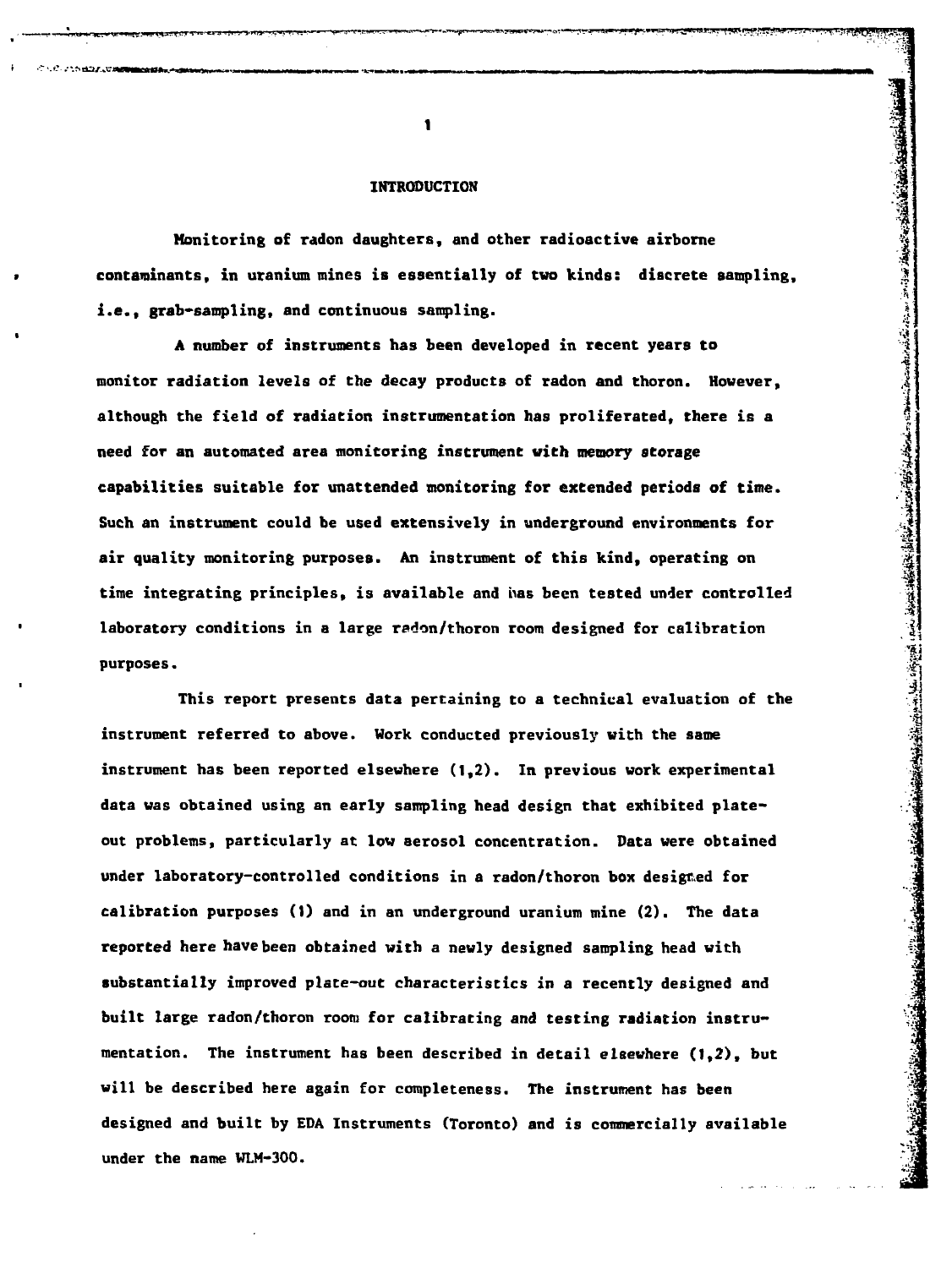# INTRODUCTION

Monitoring of radon daughters, and other radioactive airborne contaminants, in uranium mines is essentially of two kinds: discrete sampling, i.e., grab-sampling, and continuous sampling.

A number of instruments has been developed in recent years to monitor radiation levels of the decay products of radon and thoron. However, although the field of radiation instrumentation has proliferated, there is a need for an automated area monitoring instrument with memory storage capabilities suitable for unattended monitoring for extended periods of time. Such an instrument could be used extensively in underground environments for air quality monitoring purposes. An instrument of this kind, operating on time integrating principles, is available and has been tested under controlled laboratory conditions in a large radon/thoron room designed for calibration purposes.

This report presents data pertaining to a technical evaluation of the instrument referred to above. Work conducted previously with the same instrument has been reported elsewhere (1,2). In previous work experimental data was obtained using an early sampling head design that exhibited plate-out problems, particularly at low aerosol concentration. Data were obtained under laboratory-controlled conditions in a radon/thoron box designed for calibration purposes (1) and in an underground uranium mine (2). The data reported here have been obtained with a newly designed sampling head with substantially improved plate-out characteristics in a recently designed and built large radon/thoron room for calibrating and testing radiation instrumentation. The instrument has been described in detail elsewhere (1,2), but will be described here again for completeness. The instrument has been designed and built by EDA Instruments (Toronto) and is commercially available under the name WLM-300.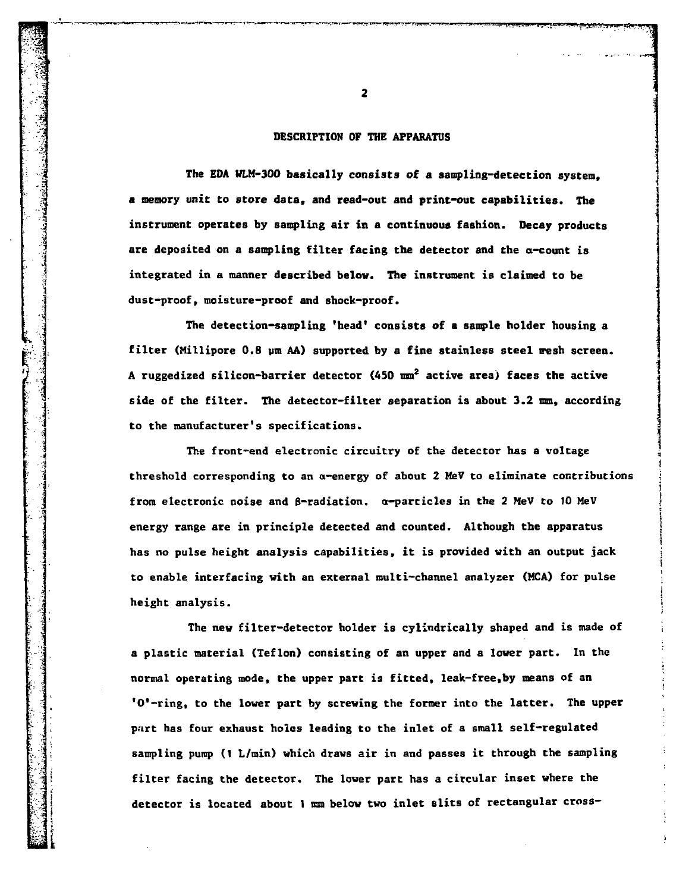## DESCRIPTION OF THE APPARATUS

The EDA WLM-300 basically consists of a sampling-detection system, a memory unit to store data, and read-out and print-out capabilities. The instrument operates by sampling air in a continuous fashion. Decay products are deposited on a sampling filter facing the detector and the $\alpha$-count is integrated in a manner described below. The instrument is claimed to be dust-proof, moisture-proof and shock-proof.

The detection-sampling 'head' consists of a sample holder housing a filter (Millipore 0.8 μm AA) supported by a fine stainless steel mesh screen. A ruggedized silicon-barrier detector (450 mm$^2$ active area) faces the active side of the filter. The detector-filter separation is about 3.2 mm, according to the manufacturer's specifications.

The front-end electronic circuitry of the detector has a voltage threshold corresponding to an $\alpha$-energy of about 2 MeV to eliminate contributions from electronic noise and $\beta$-radiation. $\alpha$-particles in the 2 MeV to 10 MeV energy range are in principle detected and counted. Although the apparatus has no pulse height analysis capabilities, it is provided with an output jack to enable interfacing with an external multi-channel analyzer (MCA) for pulse height analysis.

The new filter-detector holder is cylindrically shaped and is made of a plastic material (Teflon) consisting of an upper and a lower part. In the normal operating mode, the upper part is fitted, leak-free, by means of an 'O'-ring, to the lower part by screwing the former into the latter. The upper part has four exhaust holes leading to the inlet of a small self-regulated sampling pump (1 L/min) which draws air in and passes it through the sampling filter facing the detector. The lower part has a circular inset where the detector is located about 1 mm below two inlet slits of rectangular cross-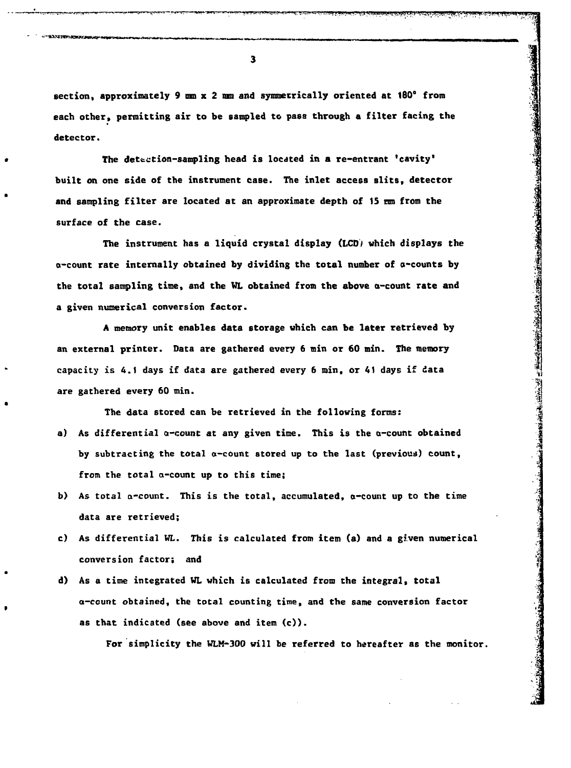section, approximately 9 mm x 2 mm and symmetrically oriented at 180° from each other, permitting air to be sampled to pass through a filter facing the detector.

The detection-sampling head is located in a re-entrant 'cavity' built on one side of the instrument case. The inlet access slits, detector and sampling filter are located at an approximate depth of 15 mm from the surface of the case.

The instrument has a liquid crystal display (LCD) which displays the α-count rate internally obtained by dividing the total number of α-counts by the total sampling time, and the WL obtained from the above α-count rate and a given numerical conversion factor.

A memory unit enables data storage which can be later retrieved by an external printer. Data are gathered every 6 min or 60 min. The memory capacity is 4.1 days if data are gathered every 6 min, or 41 days if data are gathered every 60 min.

The data stored can be retrieved in the following forms:

a) As differential α-count at any given time. This is the α-count obtained by subtracting the total α-count stored up to the last (previous) count, from the total α-count up to this time;
b) As total α-count. This is the total, accumulated, α-count up to the time data are retrieved;
c) As differential WL. This is calculated from item (a) and a given numerical conversion factor; and
d) As a time integrated WL which is calculated from the integral, total α-count obtained, the total counting time, and the same conversion factor as that indicated (see above and item (c)).

For simplicity the WLM-300 will be referred to hereafter as the monitor.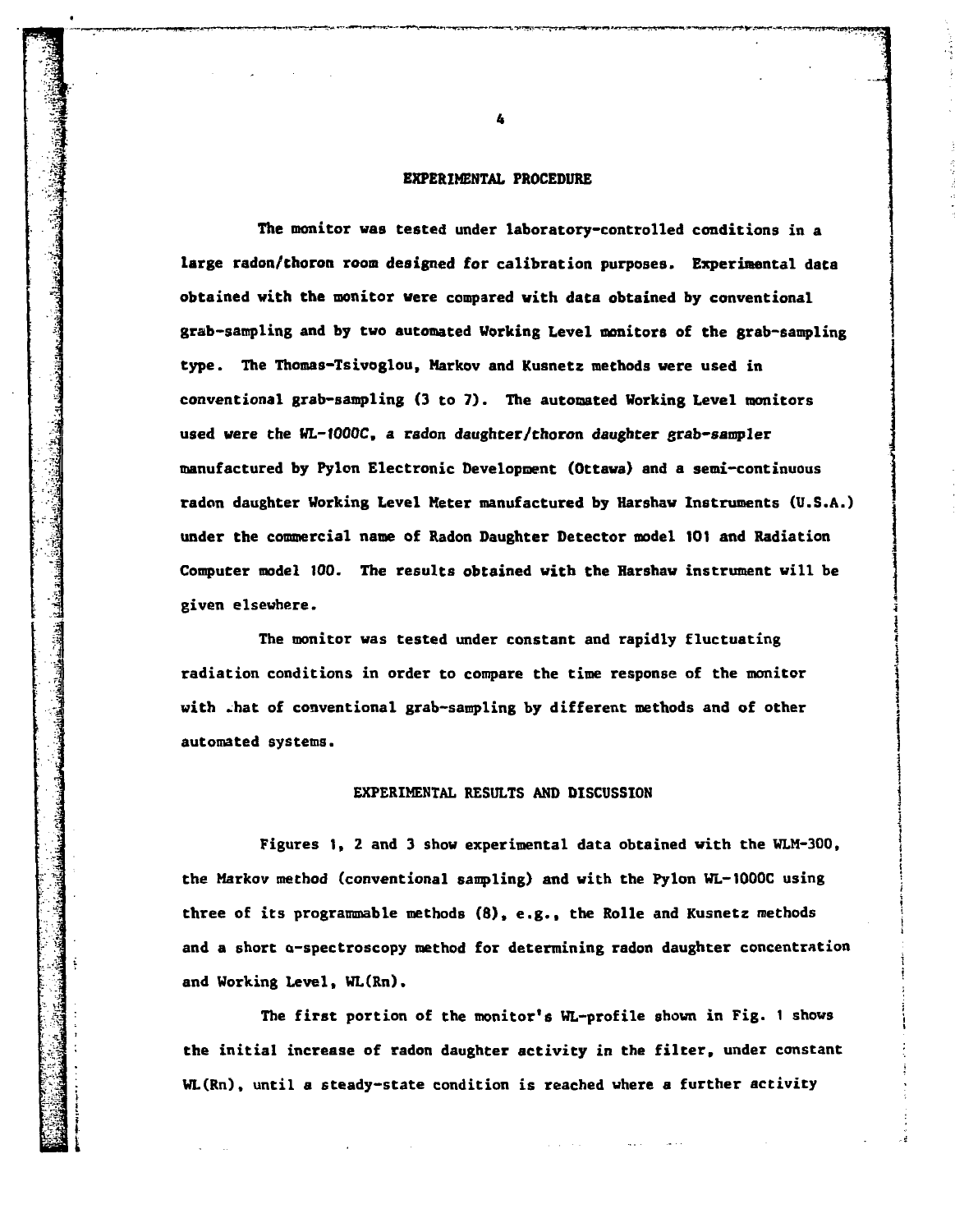## EXPERIMENTAL PROCEDURE

The monitor was tested under laboratory-controlled conditions in a large radon/thoron room designed for calibration purposes. Experimental data obtained with the monitor were compared with data obtained by conventional grab-sampling and by two automated Working Level monitors of the grab-sampling type. The Thomas-Tsivoglou, Markov and Kusnetz methods were used in conventional grab-sampling (3 to 7). The automated Working Level monitors used were the *WL-1000C, a radon daughter/thoron daughter grab-sampler* manufactured by Pylon Electronic Development (Ottawa) and a semi-continuous radon daughter Working Level Meter manufactured by Harshaw Instruments (U.S.A.) under the commercial name of Radon Daughter Detector model 101 and Radiation Computer model 100. The results obtained with the Harshaw instrument will be given elsewhere.

The monitor was tested under constant and rapidly fluctuating radiation conditions in order to compare the time response of the monitor with that of conventional grab-sampling by different methods and of other automated systems.

## EXPERIMENTAL RESULTS AND DISCUSSION

Figures 1, 2 and 3 show experimental data obtained with the WLM-300, the Markov method (conventional sampling) and with the Pylon WL-1000C using three of its programmable methods (8), e.g., the Rolle and Kusnetz methods and a short α-spectroscopy method for determining radon daughter concentration and Working Level, WL(Rn).

The first portion of the monitor's WL-profile shown in Fig. 1 shows the initial increase of radon daughter activity in the filter, under constant WL(Rn), until a steady-state condition is reached where a further activity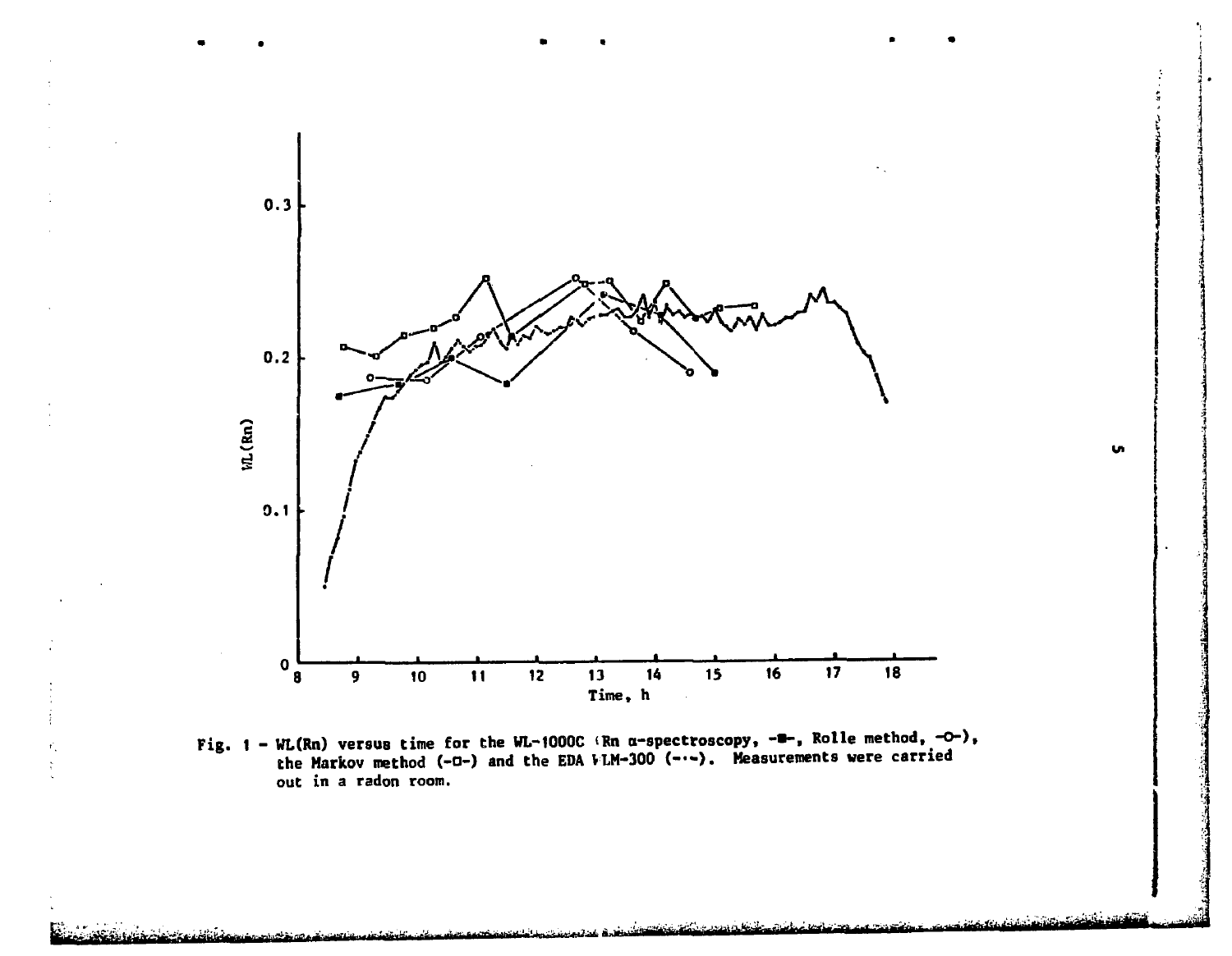Fig. 1 - WL(Rn) versus time for the WL-1000C (Rn α-spectroscopy, -■-, Rolle method, -○-), the Markov method (-□-) and the EDA WLM-300 (-·-). Measurements were carried out in a radon room.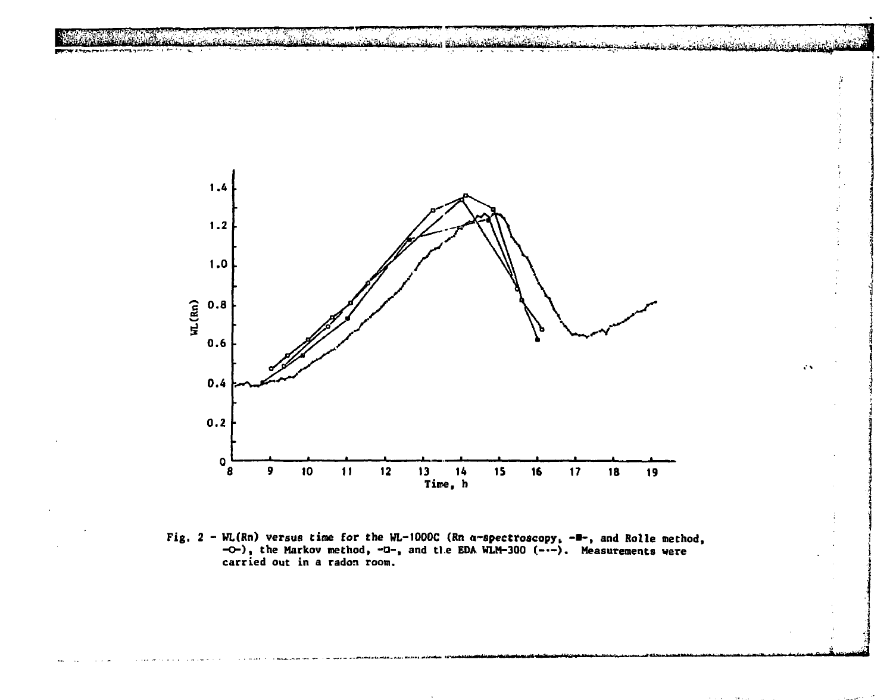Fig. 2 - WL(Rn) versus time for the WL-1000C (Rn α-spectroscopy, -■-, and Rolle method, -○-), the Markov method, -□-, and the EDA WLM-300 (-·-). Measurements were carried out in a radon room.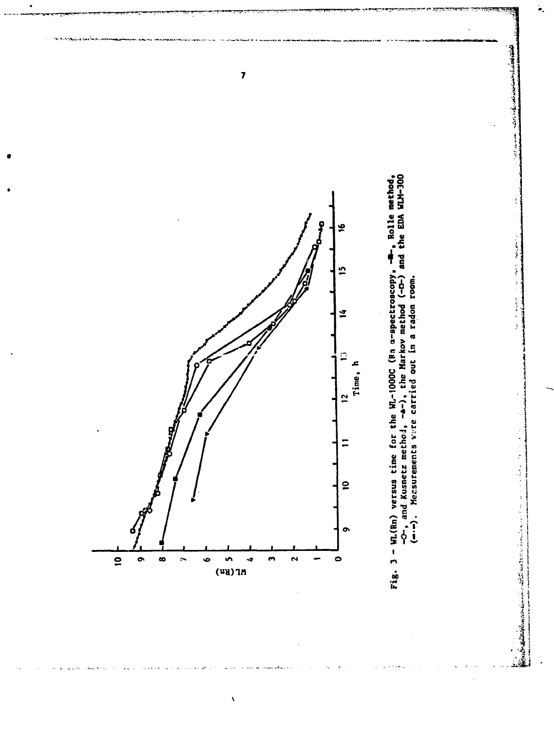Fig. 3 - WL(Rn) versus time for the WL-1000C (Rn α-spectroscopy, -■-, Rolle method, -○-, and Kusnetz method, -▲-), the Markov method (-□-) and the EDA WLM-300 (-·-). Measurements were carried out in a radon room.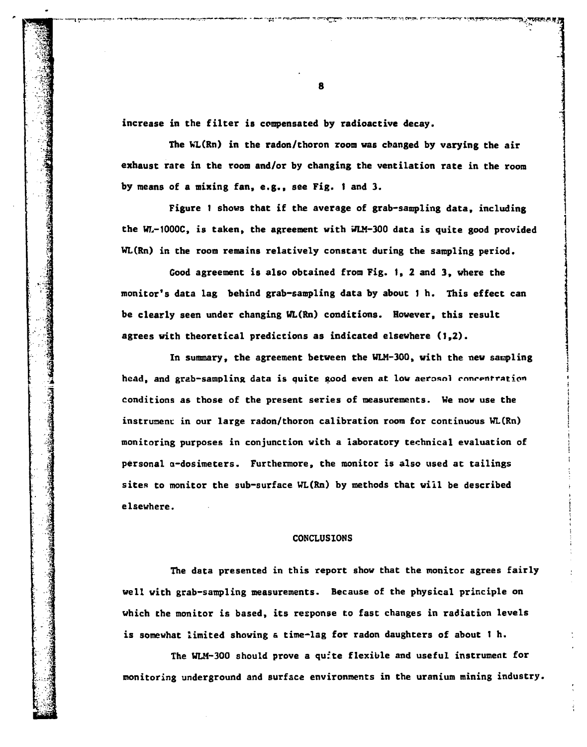increase in the filter is compensated by radioactive decay.

The WL(Rn) in the radon/thoron room was changed by varying the air exhaust rate in the room and/or by changing the ventilation rate in the room by means of a mixing fan, e.g., see Fig. 1 and 3.

Figure 1 shows that if the average of grab-sampling data, including the WL-1000C, is taken, the agreement with WLM-300 data is quite good provided WL(Rn) in the room remains relatively constant during the sampling period.

Good agreement is also obtained from Fig. 1, 2 and 3, where the monitor's data lag behind grab-sampling data by about 1 h. This effect can be clearly seen under changing WL(Rn) conditions. However, this result agrees with theoretical predictions as indicated elsewhere (1,2).

In summary, the agreement between the WLM-300, with the new sampling head, and grab-sampling data is quite good even at low aerosol concentration conditions as those of the present series of measurements. We now use the instrument in our large radon/thoron calibration room for continuous WL(Rn) monitoring purposes in conjunction with a laboratory technical evaluation of personal $\alpha$-dosimeters. Furthermore, the monitor is also used at tailings sites to monitor the sub-surface WL(Rn) by methods that will be described elsewhere.

## CONCLUSIONS

The data presented in this report show that the monitor agrees fairly well with grab-sampling measurements. Because of the physical principle on which the monitor is based, its response to fast changes in radiation levels is somewhat limited showing a time-lag for radon daughters of about 1 h.

The WLM-300 should prove a quite flexible and useful instrument for monitoring underground and surface environments in the uranium mining industry.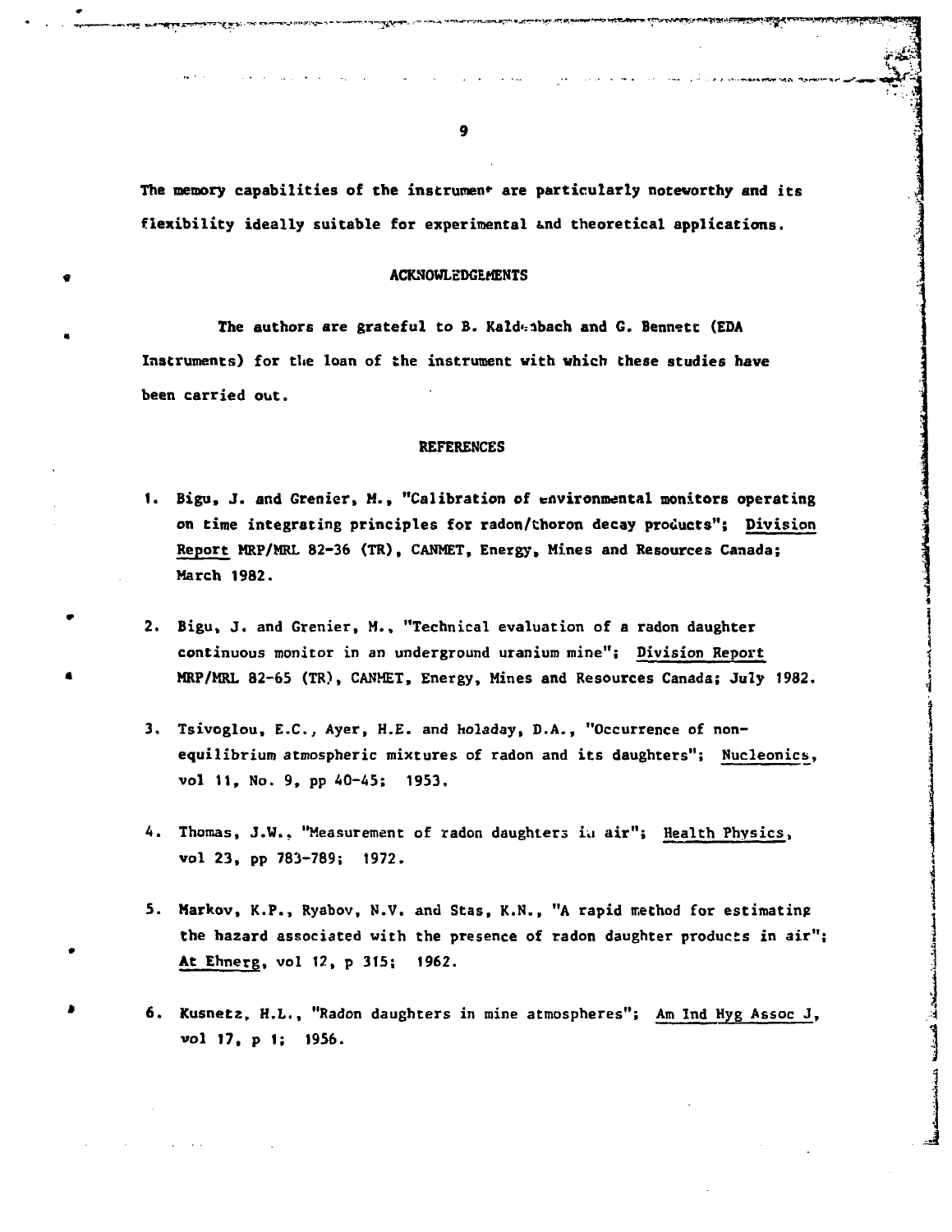The memory capabilities of the instrument are particularly noteworthy and its flexibility ideally suitable for experimental and theoretical applications.

## ACKNOWLEDGEMENTS

The authors are grateful to B. Kaldenbach and G. Bennett (EDA Instruments) for the loan of the instrument with which these studies have been carried out.

## REFERENCES

1. Bigu, J. and Grenier, M., "Calibration of environmental monitors operating on time integrating principles for radon/thoron decay products"; Division Report MRP/MRL 82-36 (TR), CANMET, Energy, Mines and Resources Canada; March 1982.

2. Bigu, J. and Grenier, M., "Technical evaluation of a radon daughter continuous monitor in an underground uranium mine"; Division Report MRP/MRL 82-65 (TR), CANMET, Energy, Mines and Resources Canada; July 1982.

3. Tsivoglou, E.C., Ayer, H.E. and Holaday, D.A., "Occurrence of non-equilibrium atmospheric mixtures of radon and its daughters"; Nucleonics, vol 11, No. 9, pp 40-45; 1953.

4. Thomas, J.W., "Measurement of radon daughters in air"; Health Physics, vol 23, pp 783-789; 1972.

5. Markov, K.P., Ryabov, N.V. and Stas, K.N., "A rapid method for estimating the hazard associated with the presence of radon daughter products in air"; At Ehnerg, vol 12, p 315; 1962.

6. Kusnetz, H.L., "Radon daughters in mine atmospheres"; Am Ind Hyg Assoc J, vol 17, p 1; 1956.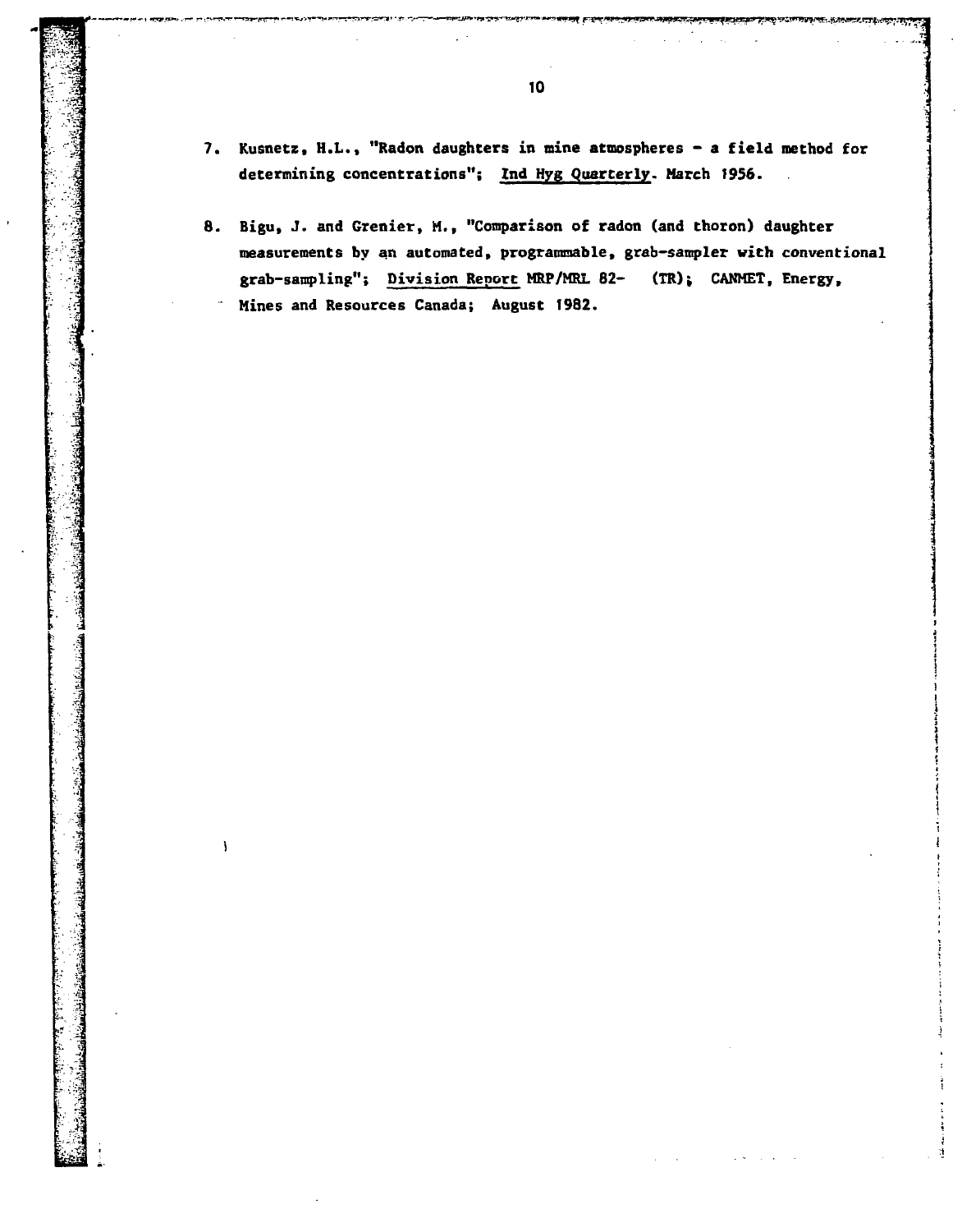7. Kusnetz, H.L., "Radon daughters in mine atmospheres - a field method for determining concentrations"; Ind Hyg Quarterly. March 1956.

8. Bigu, J. and Grenier, M., "Comparison of radon (and thoron) daughter measurements by an automated, programmable, grab-sampler with conventional grab-sampling"; Division Report MRP/MRL 82- (TR); CANMET, Energy, Mines and Resources Canada; August 1982.